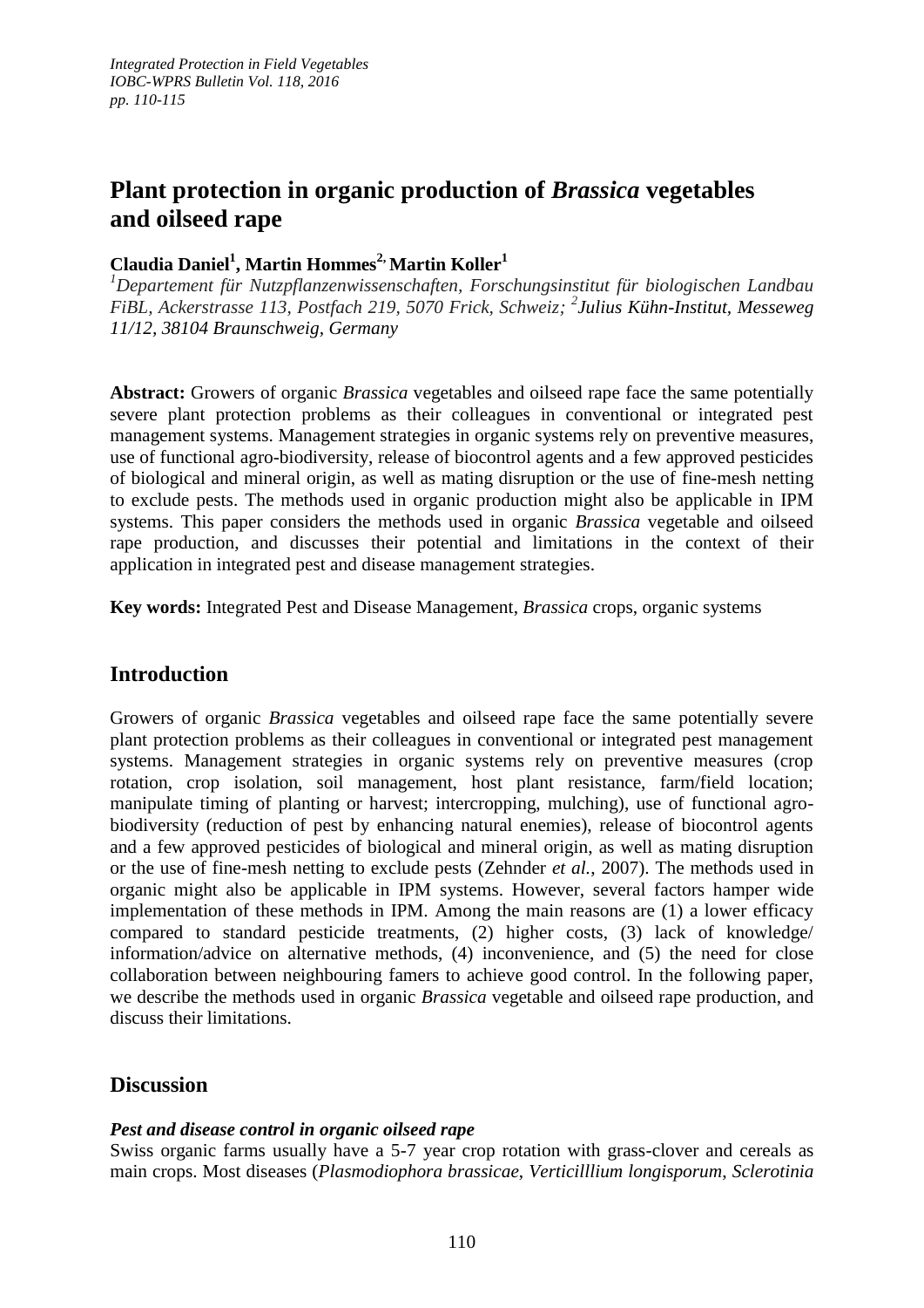# Plant protection in organic production of *Brassica* vegetables and oilseed rape

**Claudia Daniel[1], Martin Hommes[2], Martin Koller[1]**

*[1]Departement für Nutzpflanzenwissenschaften, Forschungsinstitut für biologischen Landbau FiBL, Ackerstrasse 113, Postfach 219, 5070 Frick, Schweiz; [2]Julius Kühn-Institut, Messeweg 11/12, 38104 Braunschweig, Germany*

**Abstract:** Growers of organic *Brassica* vegetables and oilseed rape face the same potentially severe plant protection problems as their colleagues in conventional or integrated pest management systems. Management strategies in organic systems rely on preventive measures, use of functional agro-biodiversity, release of biocontrol agents and a few approved pesticides of biological and mineral origin, as well as mating disruption or the use of fine-mesh netting to exclude pests. The methods used in organic production might also be applicable in IPM systems. This paper considers the methods used in organic *Brassica* vegetable and oilseed rape production, and discusses their potential and limitations in the context of their application in integrated pest and disease management strategies.

**Key words:** Integrated Pest and Disease Management, *Brassica* crops, organic systems

## Introduction

Growers of organic *Brassica* vegetables and oilseed rape face the same potentially severe plant protection problems as their colleagues in conventional or integrated pest management systems. Management strategies in organic systems rely on preventive measures (crop rotation, crop isolation, soil management, host plant resistance, farm/field location; manipulate timing of planting or harvest; intercropping, mulching), use of functional agro-biodiversity (reduction of pest by enhancing natural enemies), release of biocontrol agents and a few approved pesticides of biological and mineral origin, as well as mating disruption or the use of fine-mesh netting to exclude pests (Zehnder *et al.*, 2007). The methods used in organic might also be applicable in IPM systems. However, several factors hamper wide implementation of these methods in IPM. Among the main reasons are (1) a lower efficacy compared to standard pesticide treatments, (2) higher costs, (3) lack of knowledge/ information/advice on alternative methods, (4) inconvenience, and (5) the need for close collaboration between neighbouring famers to achieve good control. In the following paper, we describe the methods used in organic *Brassica* vegetable and oilseed rape production, and discuss their limitations.

## Discussion

### *Pest and disease control in organic oilseed rape*

Swiss organic farms usually have a 5-7 year crop rotation with grass-clover and cereals as main crops. Most diseases (*Plasmodiophora brassicae*, *Verticilllium longisporum*, *Sclerotinia*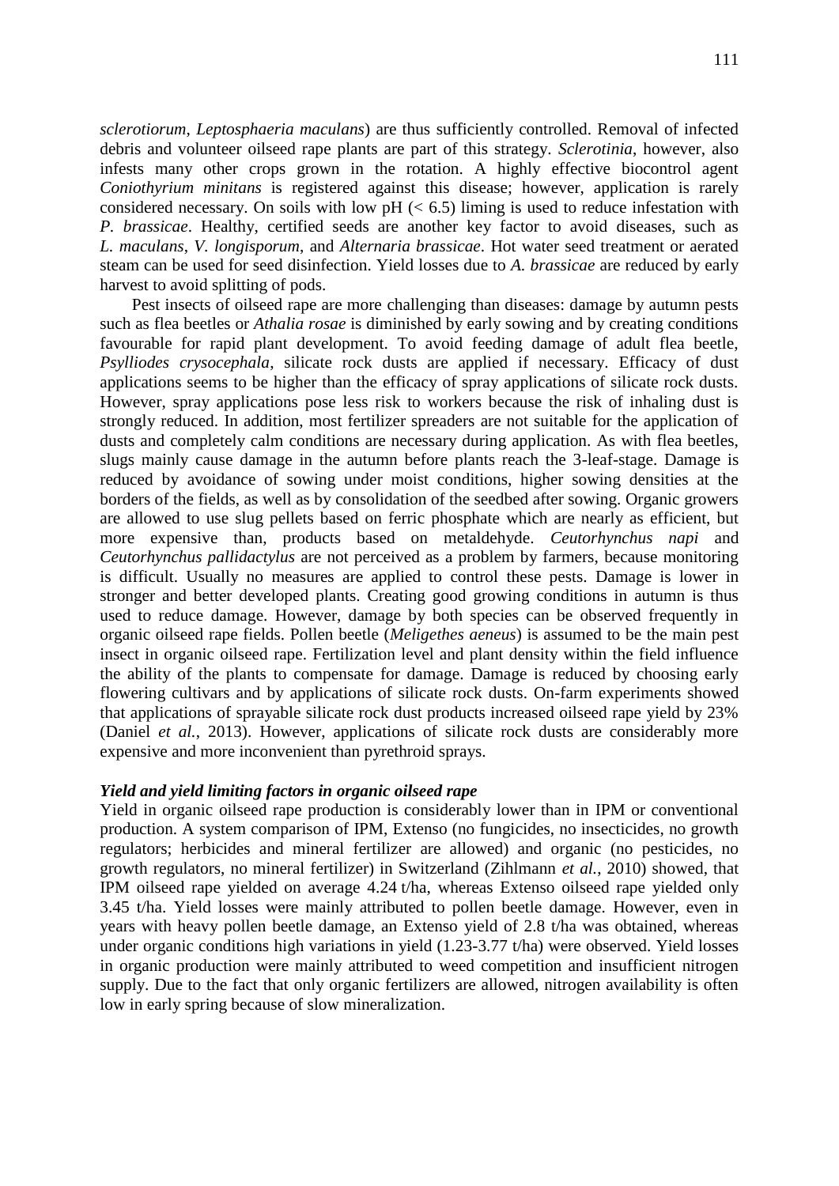*sclerotiorum*, *Leptosphaeria maculans*) are thus sufficiently controlled. Removal of infected debris and volunteer oilseed rape plants are part of this strategy. *Sclerotinia*, however, also infests many other crops grown in the rotation. A highly effective biocontrol agent *Coniothyrium minitans* is registered against this disease; however, application is rarely considered necessary. On soils with low pH (< 6.5) liming is used to reduce infestation with *P. brassicae*. Healthy, certified seeds are another key factor to avoid diseases, such as *L. maculans*, *V. longisporum*, and *Alternaria brassicae*. Hot water seed treatment or aerated steam can be used for seed disinfection. Yield losses due to *A. brassicae* are reduced by early harvest to avoid splitting of pods.

Pest insects of oilseed rape are more challenging than diseases: damage by autumn pests such as flea beetles or *Athalia rosae* is diminished by early sowing and by creating conditions favourable for rapid plant development. To avoid feeding damage of adult flea beetle, *Psylliodes crysocephala*, silicate rock dusts are applied if necessary. Efficacy of dust applications seems to be higher than the efficacy of spray applications of silicate rock dusts. However, spray applications pose less risk to workers because the risk of inhaling dust is strongly reduced. In addition, most fertilizer spreaders are not suitable for the application of dusts and completely calm conditions are necessary during application. As with flea beetles, slugs mainly cause damage in the autumn before plants reach the 3-leaf-stage. Damage is reduced by avoidance of sowing under moist conditions, higher sowing densities at the borders of the fields, as well as by consolidation of the seedbed after sowing. Organic growers are allowed to use slug pellets based on ferric phosphate which are nearly as efficient, but more expensive than, products based on metaldehyde. *Ceutorhynchus napi* and *Ceutorhynchus pallidactylus* are not perceived as a problem by farmers, because monitoring is difficult. Usually no measures are applied to control these pests. Damage is lower in stronger and better developed plants. Creating good growing conditions in autumn is thus used to reduce damage. However, damage by both species can be observed frequently in organic oilseed rape fields. Pollen beetle (*Meligethes aeneus*) is assumed to be the main pest insect in organic oilseed rape. Fertilization level and plant density within the field influence the ability of the plants to compensate for damage. Damage is reduced by choosing early flowering cultivars and by applications of silicate rock dusts. On-farm experiments showed that applications of sprayable silicate rock dust products increased oilseed rape yield by 23% (Daniel *et al.*, 2013). However, applications of silicate rock dusts are considerably more expensive and more inconvenient than pyrethroid sprays.

### *Yield and yield limiting factors in organic oilseed rape*

Yield in organic oilseed rape production is considerably lower than in IPM or conventional production. A system comparison of IPM, Extenso (no fungicides, no insecticides, no growth regulators; herbicides and mineral fertilizer are allowed) and organic (no pesticides, no growth regulators, no mineral fertilizer) in Switzerland (Zihlmann *et al.*, 2010) showed, that IPM oilseed rape yielded on average 4.24 t/ha, whereas Extenso oilseed rape yielded only 3.45 t/ha. Yield losses were mainly attributed to pollen beetle damage. However, even in years with heavy pollen beetle damage, an Extenso yield of 2.8 t/ha was obtained, whereas under organic conditions high variations in yield (1.23-3.77 t/ha) were observed. Yield losses in organic production were mainly attributed to weed competition and insufficient nitrogen supply. Due to the fact that only organic fertilizers are allowed, nitrogen availability is often low in early spring because of slow mineralization.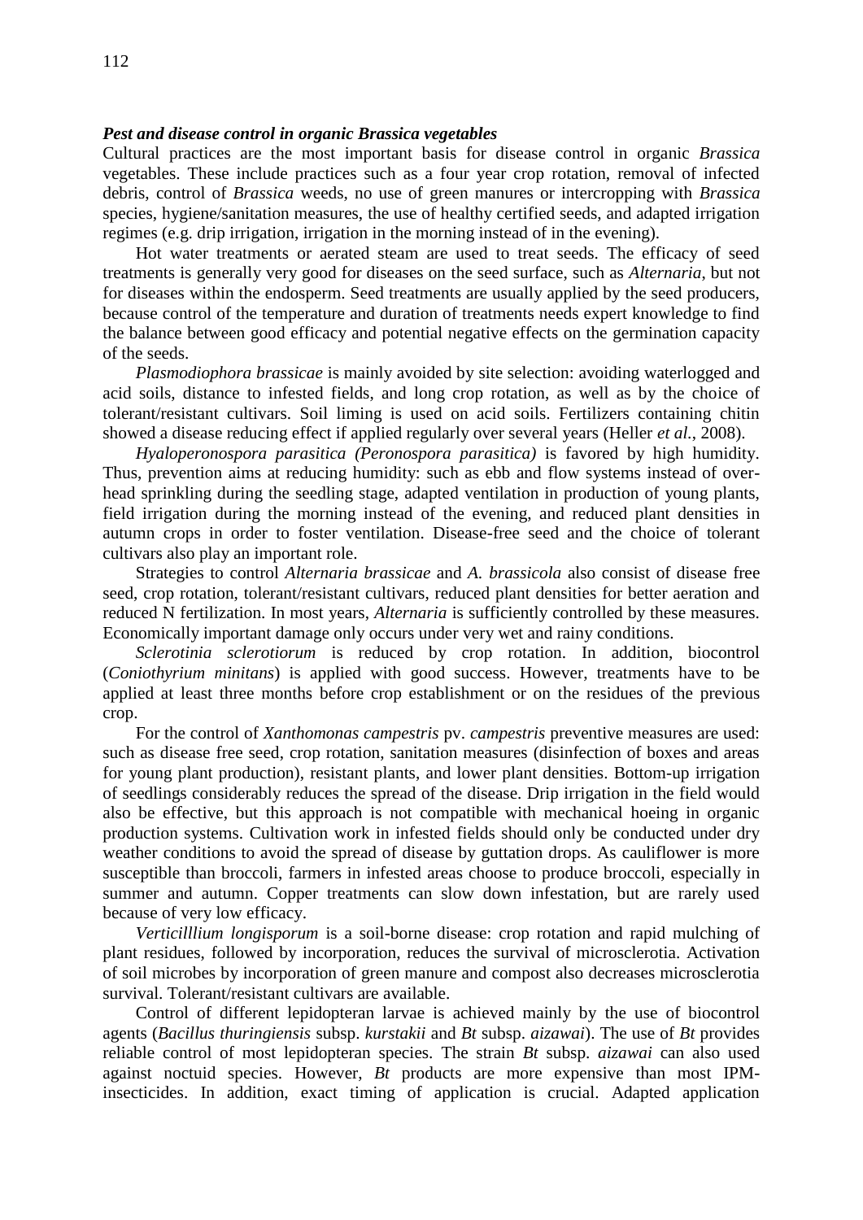***Pest and disease control in organic Brassica vegetables***

Cultural practices are the most important basis for disease control in organic *Brassica* vegetables. These include practices such as a four year crop rotation, removal of infected debris, control of *Brassica* weeds, no use of green manures or intercropping with *Brassica* species, hygiene/sanitation measures, the use of healthy certified seeds, and adapted irrigation regimes (e.g. drip irrigation, irrigation in the morning instead of in the evening).

Hot water treatments or aerated steam are used to treat seeds. The efficacy of seed treatments is generally very good for diseases on the seed surface, such as *Alternaria*, but not for diseases within the endosperm. Seed treatments are usually applied by the seed producers, because control of the temperature and duration of treatments needs expert knowledge to find the balance between good efficacy and potential negative effects on the germination capacity of the seeds.

*Plasmodiophora brassicae* is mainly avoided by site selection: avoiding waterlogged and acid soils, distance to infested fields, and long crop rotation, as well as by the choice of tolerant/resistant cultivars. Soil liming is used on acid soils. Fertilizers containing chitin showed a disease reducing effect if applied regularly over several years (Heller *et al.*, 2008).

*Hyaloperonospora parasitica (Peronospora parasitica)* is favored by high humidity. Thus, prevention aims at reducing humidity: such as ebb and flow systems instead of over-head sprinkling during the seedling stage, adapted ventilation in production of young plants, field irrigation during the morning instead of the evening, and reduced plant densities in autumn crops in order to foster ventilation. Disease-free seed and the choice of tolerant cultivars also play an important role.

Strategies to control *Alternaria brassicae* and *A. brassicola* also consist of disease free seed, crop rotation, tolerant/resistant cultivars, reduced plant densities for better aeration and reduced N fertilization. In most years, *Alternaria* is sufficiently controlled by these measures. Economically important damage only occurs under very wet and rainy conditions.

*Sclerotinia sclerotiorum* is reduced by crop rotation. In addition, biocontrol (*Coniothyrium minitans*) is applied with good success. However, treatments have to be applied at least three months before crop establishment or on the residues of the previous crop.

For the control of *Xanthomonas campestris* pv. *campestris* preventive measures are used: such as disease free seed, crop rotation, sanitation measures (disinfection of boxes and areas for young plant production), resistant plants, and lower plant densities. Bottom-up irrigation of seedlings considerably reduces the spread of the disease. Drip irrigation in the field would also be effective, but this approach is not compatible with mechanical hoeing in organic production systems. Cultivation work in infested fields should only be conducted under dry weather conditions to avoid the spread of disease by guttation drops. As cauliflower is more susceptible than broccoli, farmers in infested areas choose to produce broccoli, especially in summer and autumn. Copper treatments can slow down infestation, but are rarely used because of very low efficacy.

*Verticilllium longisporum* is a soil-borne disease: crop rotation and rapid mulching of plant residues, followed by incorporation, reduces the survival of microsclerotia. Activation of soil microbes by incorporation of green manure and compost also decreases microsclerotia survival. Tolerant/resistant cultivars are available.

Control of different lepidopteran larvae is achieved mainly by the use of biocontrol agents (*Bacillus thuringiensis* subsp. *kurstakii* and *Bt* subsp. *aizawai*). The use of *Bt* provides reliable control of most lepidopteran species. The strain *Bt* subsp. *aizawai* can also used against noctuid species. However, *Bt* products are more expensive than most IPM-insecticides. In addition, exact timing of application is crucial. Adapted application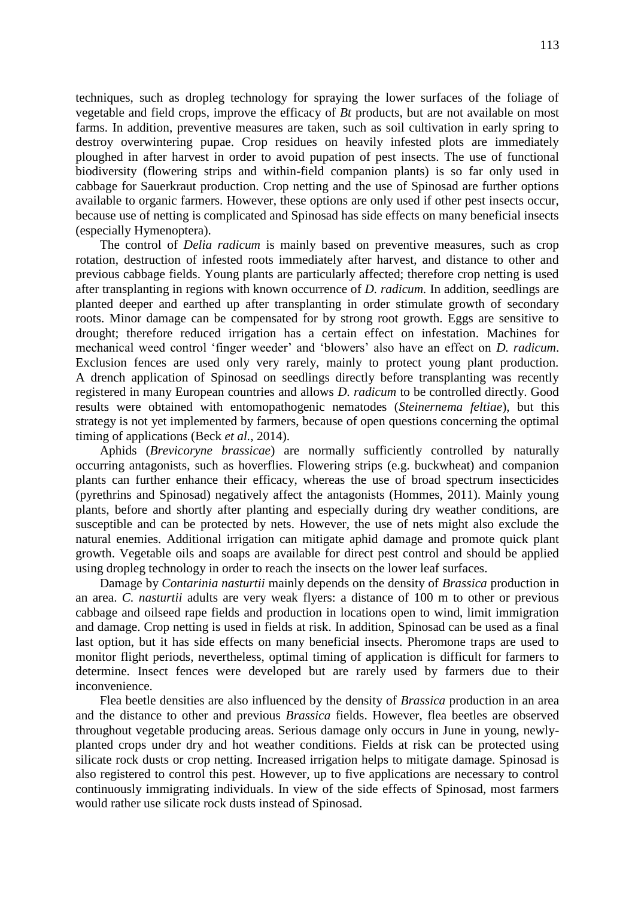techniques, such as dropleg technology for spraying the lower surfaces of the foliage of vegetable and field crops, improve the efficacy of *Bt* products, but are not available on most farms. In addition, preventive measures are taken, such as soil cultivation in early spring to destroy overwintering pupae. Crop residues on heavily infested plots are immediately ploughed in after harvest in order to avoid pupation of pest insects. The use of functional biodiversity (flowering strips and within-field companion plants) is so far only used in cabbage for Sauerkraut production. Crop netting and the use of Spinosad are further options available to organic farmers. However, these options are only used if other pest insects occur, because use of netting is complicated and Spinosad has side effects on many beneficial insects (especially Hymenoptera).

The control of *Delia radicum* is mainly based on preventive measures, such as crop rotation, destruction of infested roots immediately after harvest, and distance to other and previous cabbage fields. Young plants are particularly affected; therefore crop netting is used after transplanting in regions with known occurrence of *D. radicum*. In addition, seedlings are planted deeper and earthed up after transplanting in order stimulate growth of secondary roots. Minor damage can be compensated for by strong root growth. Eggs are sensitive to drought; therefore reduced irrigation has a certain effect on infestation. Machines for mechanical weed control 'finger weeder' and 'blowers' also have an effect on *D. radicum*. Exclusion fences are used only very rarely, mainly to protect young plant production. A drench application of Spinosad on seedlings directly before transplanting was recently registered in many European countries and allows *D. radicum* to be controlled directly. Good results were obtained with entomopathogenic nematodes (*Steinernema feltiae*), but this strategy is not yet implemented by farmers, because of open questions concerning the optimal timing of applications (Beck *et al.*, 2014).

Aphids (*Brevicoryne brassicae*) are normally sufficiently controlled by naturally occurring antagonists, such as hoverflies. Flowering strips (e.g. buckwheat) and companion plants can further enhance their efficacy, whereas the use of broad spectrum insecticides (pyrethrins and Spinosad) negatively affect the antagonists (Hommes, 2011). Mainly young plants, before and shortly after planting and especially during dry weather conditions, are susceptible and can be protected by nets. However, the use of nets might also exclude the natural enemies. Additional irrigation can mitigate aphid damage and promote quick plant growth. Vegetable oils and soaps are available for direct pest control and should be applied using dropleg technology in order to reach the insects on the lower leaf surfaces.

Damage by *Contarinia nasturtii* mainly depends on the density of *Brassica* production in an area. *C. nasturtii* adults are very weak flyers: a distance of 100 m to other or previous cabbage and oilseed rape fields and production in locations open to wind, limit immigration and damage. Crop netting is used in fields at risk. In addition, Spinosad can be used as a final last option, but it has side effects on many beneficial insects. Pheromone traps are used to monitor flight periods, nevertheless, optimal timing of application is difficult for farmers to determine. Insect fences were developed but are rarely used by farmers due to their inconvenience.

Flea beetle densities are also influenced by the density of *Brassica* production in an area and the distance to other and previous *Brassica* fields. However, flea beetles are observed throughout vegetable producing areas. Serious damage only occurs in June in young, newly-planted crops under dry and hot weather conditions. Fields at risk can be protected using silicate rock dusts or crop netting. Increased irrigation helps to mitigate damage. Spinosad is also registered to control this pest. However, up to five applications are necessary to control continuously immigrating individuals. In view of the side effects of Spinosad, most farmers would rather use silicate rock dusts instead of Spinosad.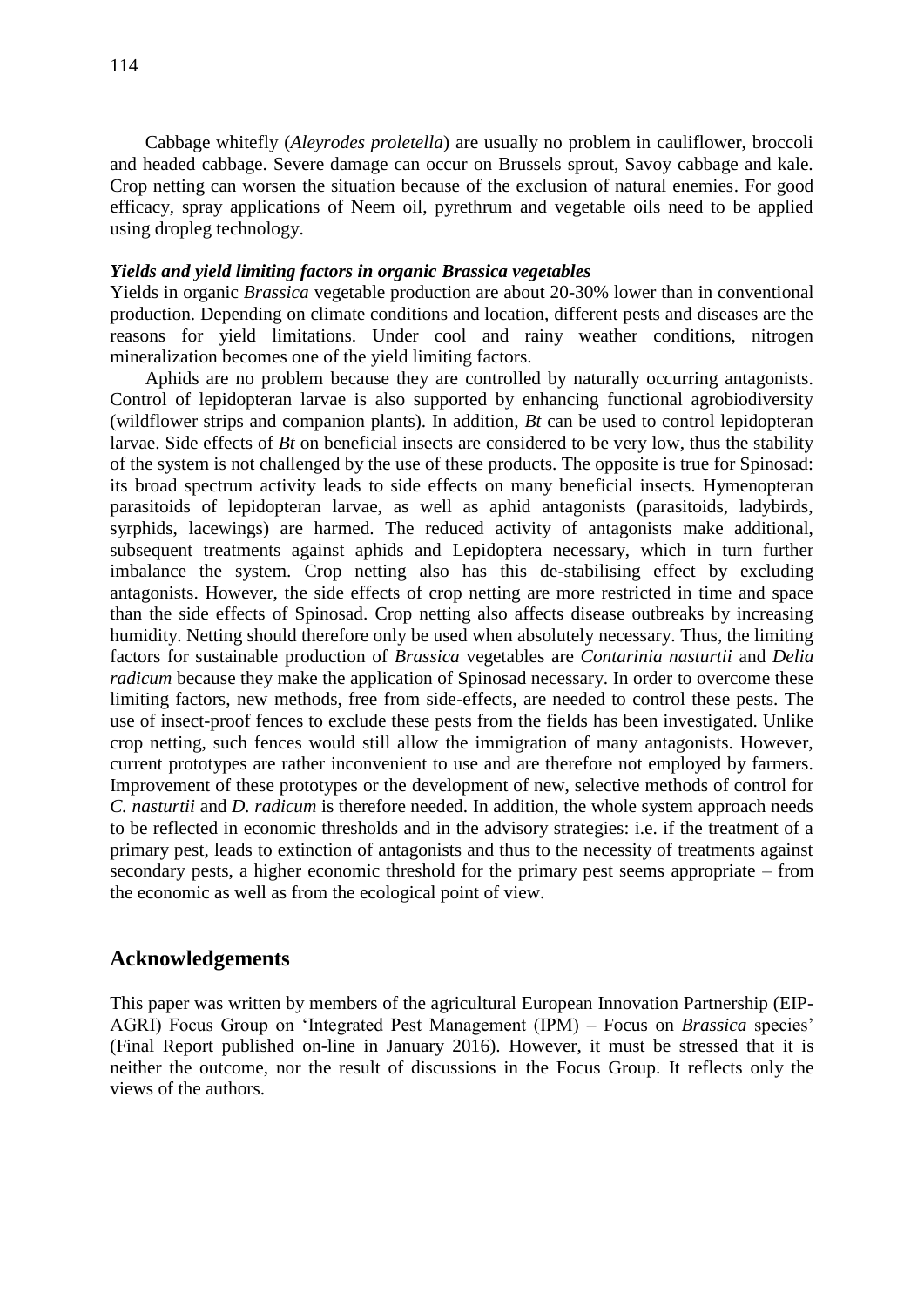Cabbage whitefly (*Aleyrodes proletella*) are usually no problem in cauliflower, broccoli and headed cabbage. Severe damage can occur on Brussels sprout, Savoy cabbage and kale. Crop netting can worsen the situation because of the exclusion of natural enemies. For good efficacy, spray applications of Neem oil, pyrethrum and vegetable oils need to be applied using dropleg technology.

***Yields and yield limiting factors in organic Brassica vegetables***

Yields in organic *Brassica* vegetable production are about 20-30% lower than in conventional production. Depending on climate conditions and location, different pests and diseases are the reasons for yield limitations. Under cool and rainy weather conditions, nitrogen mineralization becomes one of the yield limiting factors.

Aphids are no problem because they are controlled by naturally occurring antagonists. Control of lepidopteran larvae is also supported by enhancing functional agrobiodiversity (wildflower strips and companion plants). In addition, *Bt* can be used to control lepidopteran larvae. Side effects of *Bt* on beneficial insects are considered to be very low, thus the stability of the system is not challenged by the use of these products. The opposite is true for Spinosad: its broad spectrum activity leads to side effects on many beneficial insects. Hymenopteran parasitoids of lepidopteran larvae, as well as aphid antagonists (parasitoids, ladybirds, syrphids, lacewings) are harmed. The reduced activity of antagonists make additional, subsequent treatments against aphids and Lepidoptera necessary, which in turn further imbalance the system. Crop netting also has this de-stabilising effect by excluding antagonists. However, the side effects of crop netting are more restricted in time and space than the side effects of Spinosad. Crop netting also affects disease outbreaks by increasing humidity. Netting should therefore only be used when absolutely necessary. Thus, the limiting factors for sustainable production of *Brassica* vegetables are *Contarinia nasturtii* and *Delia radicum* because they make the application of Spinosad necessary. In order to overcome these limiting factors, new methods, free from side-effects, are needed to control these pests. The use of insect-proof fences to exclude these pests from the fields has been investigated. Unlike crop netting, such fences would still allow the immigration of many antagonists. However, current prototypes are rather inconvenient to use and are therefore not employed by farmers. Improvement of these prototypes or the development of new, selective methods of control for *C. nasturtii* and *D. radicum* is therefore needed. In addition, the whole system approach needs to be reflected in economic thresholds and in the advisory strategies: i.e. if the treatment of a primary pest, leads to extinction of antagonists and thus to the necessity of treatments against secondary pests, a higher economic threshold for the primary pest seems appropriate – from the economic as well as from the ecological point of view.

## Acknowledgements

This paper was written by members of the agricultural European Innovation Partnership (EIP-AGRI) Focus Group on 'Integrated Pest Management (IPM) – Focus on *Brassica* species' (Final Report published on-line in January 2016). However, it must be stressed that it is neither the outcome, nor the result of discussions in the Focus Group. It reflects only the views of the authors.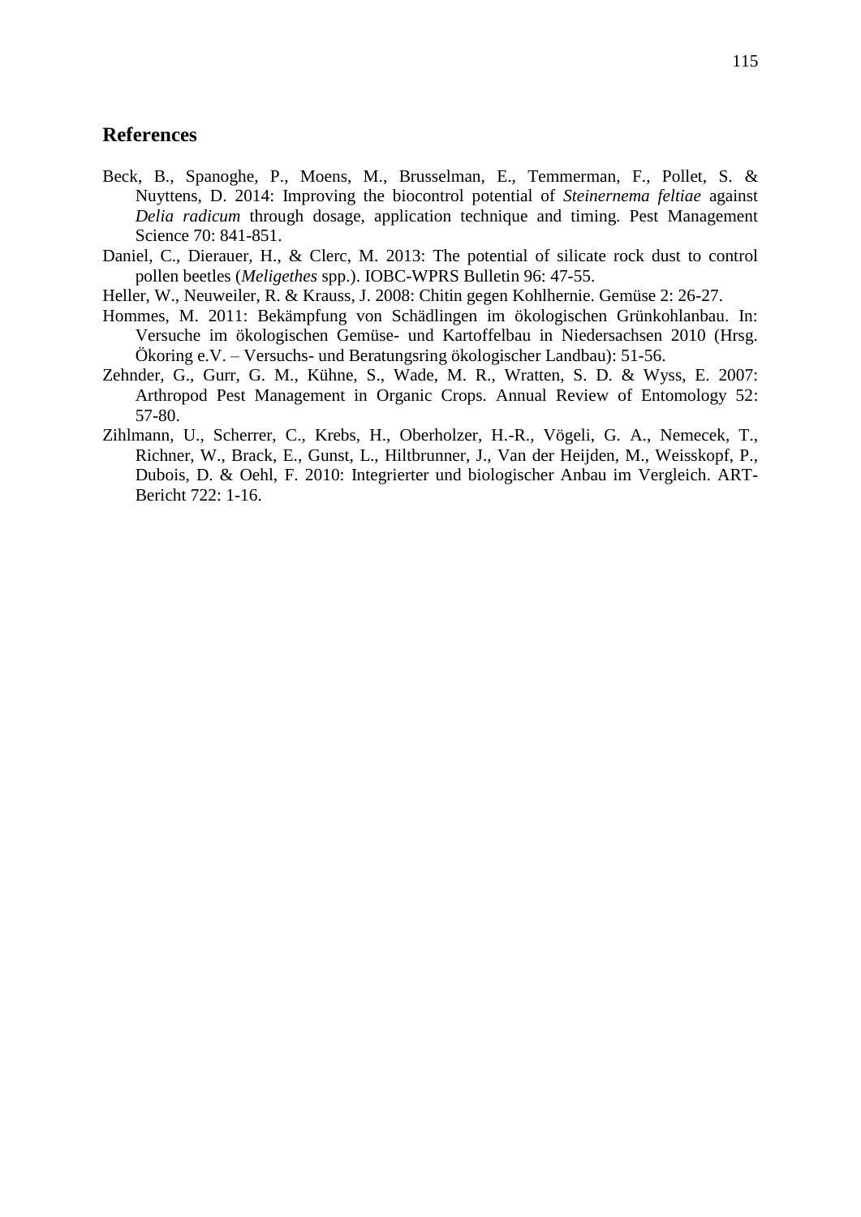## References

Beck, B., Spanoghe, P., Moens, M., Brusselman, E., Temmerman, F., Pollet, S. & Nuyttens, D. 2014: Improving the biocontrol potential of *Steinernema feltiae* against *Delia radicum* through dosage, application technique and timing. Pest Management Science 70: 841-851.

Daniel, C., Dierauer, H., & Clerc, M. 2013: The potential of silicate rock dust to control pollen beetles (*Meligethes* spp.). IOBC-WPRS Bulletin 96: 47-55.

Heller, W., Neuweiler, R. & Krauss, J. 2008: Chitin gegen Kohlhernie. Gemüse 2: 26-27.

Hommes, M. 2011: Bekämpfung von Schädlingen im ökologischen Grünkohlanbau. In: Versuche im ökologischen Gemüse- und Kartoffelbau in Niedersachsen 2010 (Hrsg. Ökoring e.V. – Versuchs- und Beratungsring ökologischer Landbau): 51-56.

Zehnder, G., Gurr, G. M., Kühne, S., Wade, M. R., Wratten, S. D. & Wyss, E. 2007: Arthropod Pest Management in Organic Crops. Annual Review of Entomology 52: 57-80.

Zihlmann, U., Scherrer, C., Krebs, H., Oberholzer, H.-R., Vögeli, G. A., Nemecek, T., Richner, W., Brack, E., Gunst, L., Hiltbrunner, J., Van der Heijden, M., Weisskopf, P., Dubois, D. & Oehl, F. 2010: Integrierter und biologischer Anbau im Vergleich. ART-Bericht 722: 1-16.